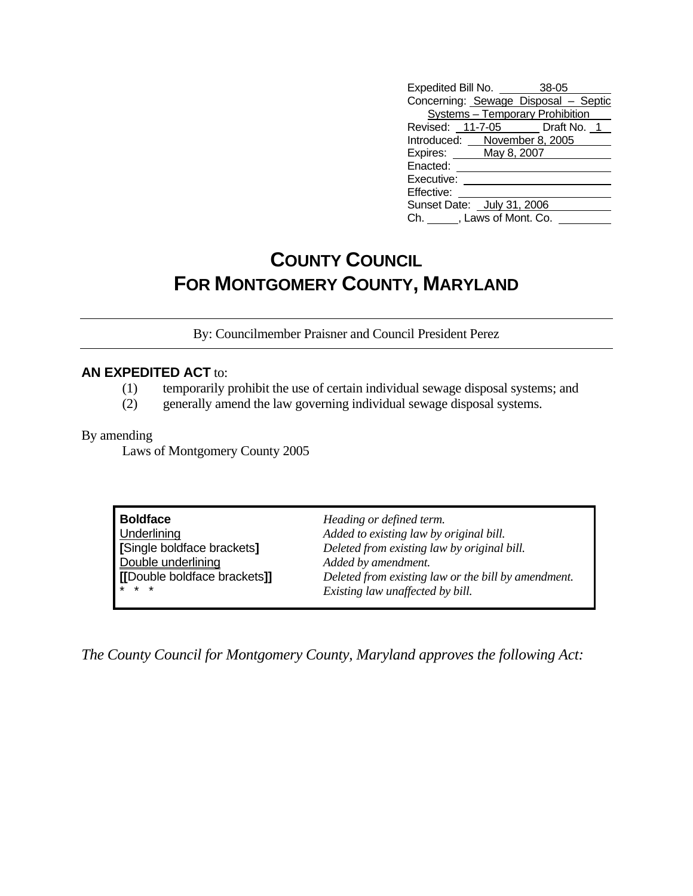| | |
|---|---|
| Expedited Bill No. | 38-05 |
| Concerning: | Sewage Disposal – Septic Systems – Temporary Prohibition |
| Revised: | 11-7-05 Draft No. 1 |
| Introduced: | November 8, 2005 |
| Expires: | May 8, 2007 |
| Enacted: | |
| Executive: | |
| Effective: | |
| Sunset Date: | July 31, 2006 |
| Ch. ____, Laws of Mont. Co. | |

# COUNTY COUNCIL
# FOR MONTGOMERY COUNTY, MARYLAND

By: Councilmember Praisner and Council President Perez

**AN EXPEDITED ACT** to:

(1) temporarily prohibit the use of certain individual sewage disposal systems; and
(2) generally amend the law governing individual sewage disposal systems.

By amending

Laws of Montgomery County 2005

| | |
|---|---|
| **Boldface** | *Heading or defined term.* |
| Underlining | *Added to existing law by original bill.* |
| **[**Single boldface brackets**]** | *Deleted from existing law by original bill.* |
| Double underlining | *Added by amendment.* |
| **[[**Double boldface brackets**]]** | *Deleted from existing law or the bill by amendment.* |
| * * * | *Existing law unaffected by bill.* |

*The County Council for Montgomery County, Maryland approves the following Act:*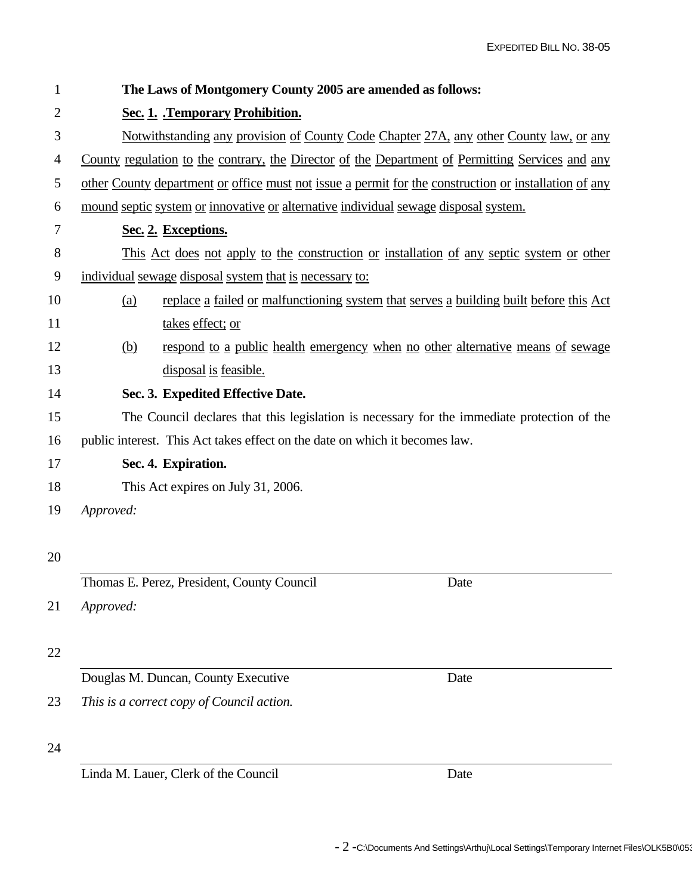**The Laws of Montgomery County 2005 are amended as follows:**

**Sec. 1. .Temporary Prohibition.**

Notwithstanding any provision of County Code Chapter 27A, any other County law, or any County regulation to the contrary, the Director of the Department of Permitting Services and any other County department or office must not issue a permit for the construction or installation of any mound septic system or innovative or alternative individual sewage disposal system.

**Sec. 2. Exceptions.**

This Act does not apply to the construction or installation of any septic system or other individual sewage disposal system that is necessary to:

(a) replace a failed or malfunctioning system that serves a building built before this Act takes effect; or

(b) respond to a public health emergency when no other alternative means of sewage disposal is feasible.

**Sec. 3. Expedited Effective Date.**

The Council declares that this legislation is necessary for the immediate protection of the public interest. This Act takes effect on the date on which it becomes law.

**Sec. 4. Expiration.**

This Act expires on July 31, 2006.

*Approved:*

Thomas E. Perez, President, County Council — Date

*Approved:*

Douglas M. Duncan, County Executive — Date

*This is a correct copy of Council action.*

Linda M. Lauer, Clerk of the Council — Date